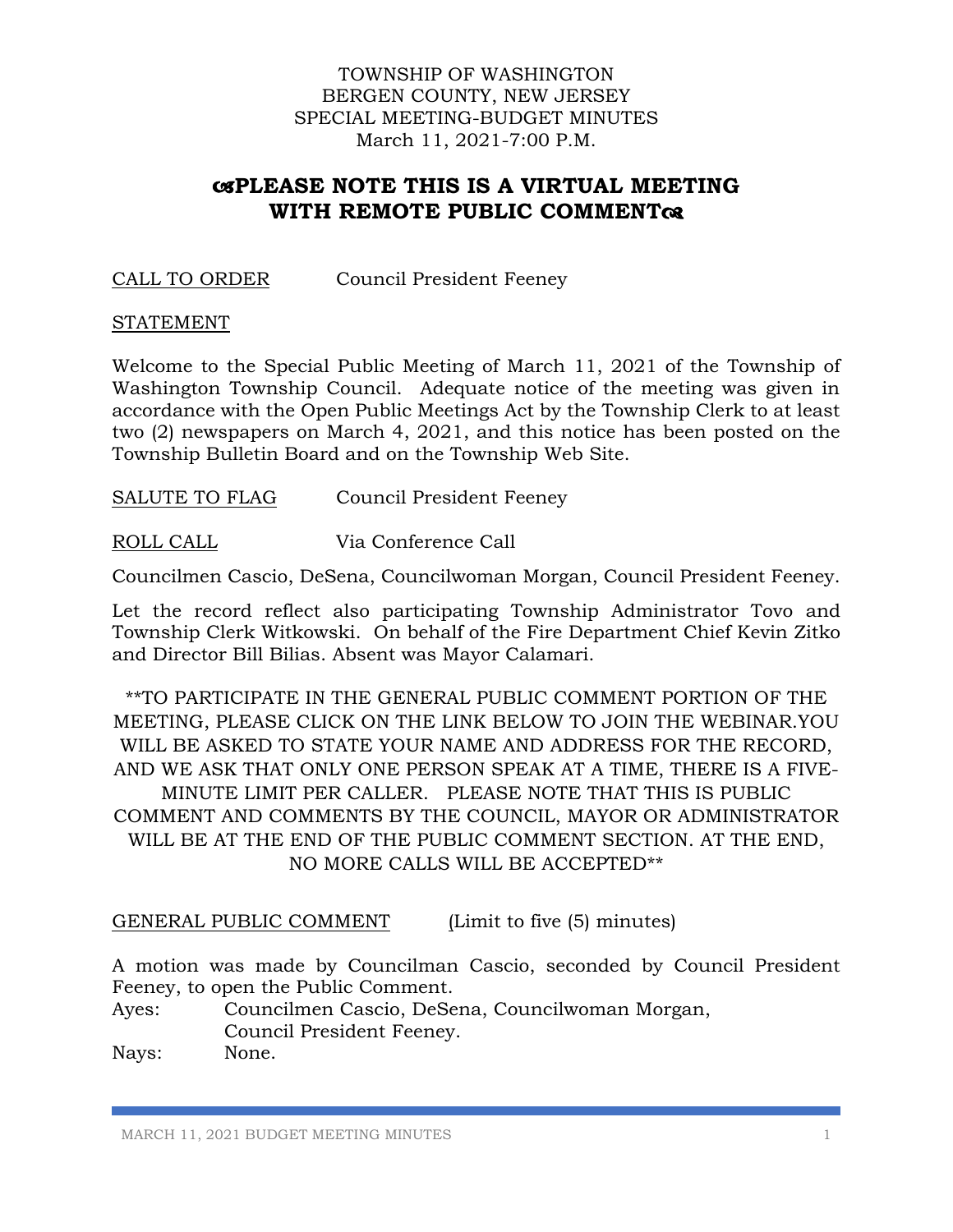TOWNSHIP OF WASHINGTON
BERGEN COUNTY, NEW JERSEY
SPECIAL MEETING-BUDGET MINUTES
March 11, 2021-7:00 P.M.

## ☙PLEASE NOTE THIS IS A VIRTUAL MEETING WITH REMOTE PUBLIC COMMENT❧

CALL TO ORDER Council President Feeney

STATEMENT

Welcome to the Special Public Meeting of March 11, 2021 of the Township of Washington Township Council. Adequate notice of the meeting was given in accordance with the Open Public Meetings Act by the Township Clerk to at least two (2) newspapers on March 4, 2021, and this notice has been posted on the Township Bulletin Board and on the Township Web Site.

SALUTE TO FLAG Council President Feeney

ROLL CALL Via Conference Call

Councilmen Cascio, DeSena, Councilwoman Morgan, Council President Feeney.

Let the record reflect also participating Township Administrator Tovo and Township Clerk Witkowski. On behalf of the Fire Department Chief Kevin Zitko and Director Bill Bilias. Absent was Mayor Calamari.

**TO PARTICIPATE IN THE GENERAL PUBLIC COMMENT PORTION OF THE MEETING, PLEASE CLICK ON THE LINK BELOW TO JOIN THE WEBINAR.YOU WILL BE ASKED TO STATE YOUR NAME AND ADDRESS FOR THE RECORD, AND WE ASK THAT ONLY ONE PERSON SPEAK AT A TIME, THERE IS A FIVE-MINUTE LIMIT PER CALLER. PLEASE NOTE THAT THIS IS PUBLIC COMMENT AND COMMENTS BY THE COUNCIL, MAYOR OR ADMINISTRATOR WILL BE AT THE END OF THE PUBLIC COMMENT SECTION. AT THE END, NO MORE CALLS WILL BE ACCEPTED**

GENERAL PUBLIC COMMENT (Limit to five (5) minutes)

A motion was made by Councilman Cascio, seconded by Council President Feeney, to open the Public Comment.

Ayes: Councilmen Cascio, DeSena, Councilwoman Morgan, Council President Feeney.
Nays: None.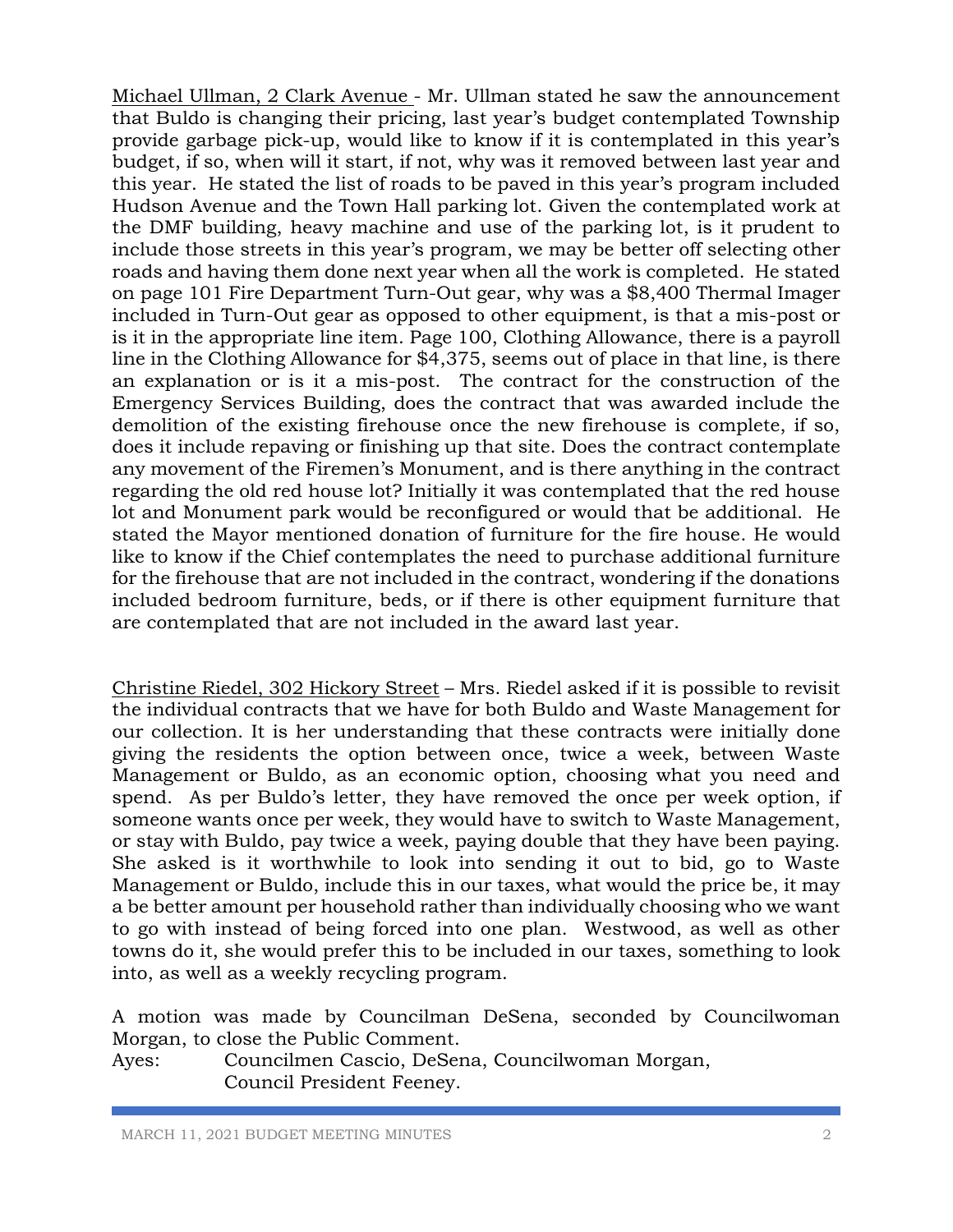Michael Ullman, 2 Clark Avenue - Mr. Ullman stated he saw the announcement that Buldo is changing their pricing, last year's budget contemplated Township provide garbage pick-up, would like to know if it is contemplated in this year's budget, if so, when will it start, if not, why was it removed between last year and this year. He stated the list of roads to be paved in this year's program included Hudson Avenue and the Town Hall parking lot. Given the contemplated work at the DMF building, heavy machine and use of the parking lot, is it prudent to include those streets in this year's program, we may be better off selecting other roads and having them done next year when all the work is completed. He stated on page 101 Fire Department Turn-Out gear, why was a $8,400 Thermal Imager included in Turn-Out gear as opposed to other equipment, is that a mis-post or is it in the appropriate line item. Page 100, Clothing Allowance, there is a payroll line in the Clothing Allowance for $4,375, seems out of place in that line, is there an explanation or is it a mis-post. The contract for the construction of the Emergency Services Building, does the contract that was awarded include the demolition of the existing firehouse once the new firehouse is complete, if so, does it include repaving or finishing up that site. Does the contract contemplate any movement of the Firemen's Monument, and is there anything in the contract regarding the old red house lot? Initially it was contemplated that the red house lot and Monument park would be reconfigured or would that be additional. He stated the Mayor mentioned donation of furniture for the fire house. He would like to know if the Chief contemplates the need to purchase additional furniture for the firehouse that are not included in the contract, wondering if the donations included bedroom furniture, beds, or if there is other equipment furniture that are contemplated that are not included in the award last year.

Christine Riedel, 302 Hickory Street – Mrs. Riedel asked if it is possible to revisit the individual contracts that we have for both Buldo and Waste Management for our collection. It is her understanding that these contracts were initially done giving the residents the option between once, twice a week, between Waste Management or Buldo, as an economic option, choosing what you need and spend. As per Buldo's letter, they have removed the once per week option, if someone wants once per week, they would have to switch to Waste Management, or stay with Buldo, pay twice a week, paying double that they have been paying. She asked is it worthwhile to look into sending it out to bid, go to Waste Management or Buldo, include this in our taxes, what would the price be, it may a be better amount per household rather than individually choosing who we want to go with instead of being forced into one plan. Westwood, as well as other towns do it, she would prefer this to be included in our taxes, something to look into, as well as a weekly recycling program.

A motion was made by Councilman DeSena, seconded by Councilwoman Morgan, to close the Public Comment.

Ayes: Councilmen Cascio, DeSena, Councilwoman Morgan, Council President Feeney.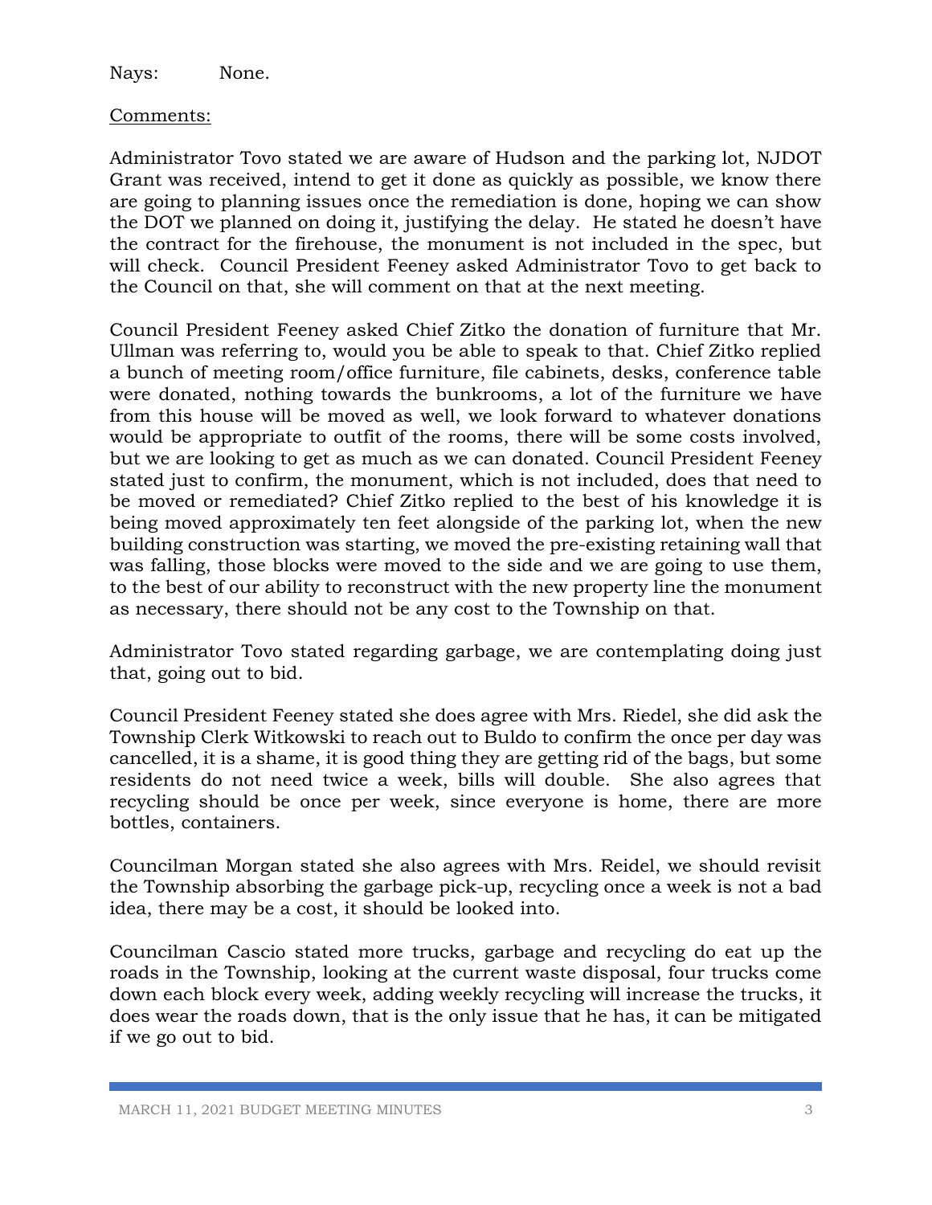Nays: None.

Comments:

Administrator Tovo stated we are aware of Hudson and the parking lot, NJDOT Grant was received, intend to get it done as quickly as possible, we know there are going to planning issues once the remediation is done, hoping we can show the DOT we planned on doing it, justifying the delay. He stated he doesn't have the contract for the firehouse, the monument is not included in the spec, but will check. Council President Feeney asked Administrator Tovo to get back to the Council on that, she will comment on that at the next meeting.

Council President Feeney asked Chief Zitko the donation of furniture that Mr. Ullman was referring to, would you be able to speak to that. Chief Zitko replied a bunch of meeting room/office furniture, file cabinets, desks, conference table were donated, nothing towards the bunkrooms, a lot of the furniture we have from this house will be moved as well, we look forward to whatever donations would be appropriate to outfit of the rooms, there will be some costs involved, but we are looking to get as much as we can donated. Council President Feeney stated just to confirm, the monument, which is not included, does that need to be moved or remediated? Chief Zitko replied to the best of his knowledge it is being moved approximately ten feet alongside of the parking lot, when the new building construction was starting, we moved the pre-existing retaining wall that was falling, those blocks were moved to the side and we are going to use them, to the best of our ability to reconstruct with the new property line the monument as necessary, there should not be any cost to the Township on that.

Administrator Tovo stated regarding garbage, we are contemplating doing just that, going out to bid.

Council President Feeney stated she does agree with Mrs. Riedel, she did ask the Township Clerk Witkowski to reach out to Buldo to confirm the once per day was cancelled, it is a shame, it is good thing they are getting rid of the bags, but some residents do not need twice a week, bills will double. She also agrees that recycling should be once per week, since everyone is home, there are more bottles, containers.

Councilman Morgan stated she also agrees with Mrs. Reidel, we should revisit the Township absorbing the garbage pick-up, recycling once a week is not a bad idea, there may be a cost, it should be looked into.

Councilman Cascio stated more trucks, garbage and recycling do eat up the roads in the Township, looking at the current waste disposal, four trucks come down each block every week, adding weekly recycling will increase the trucks, it does wear the roads down, that is the only issue that he has, it can be mitigated if we go out to bid.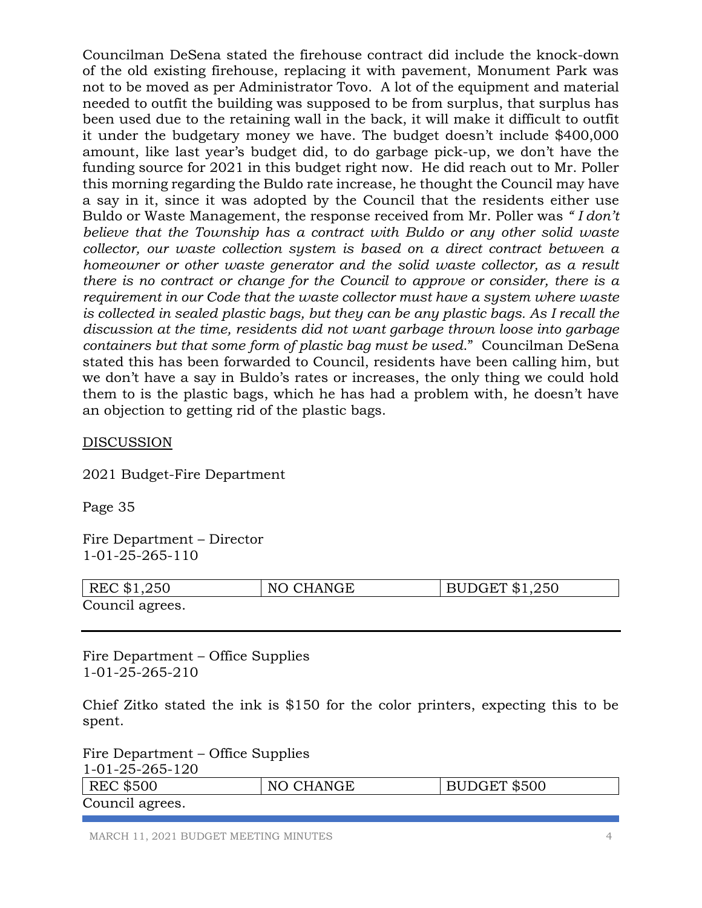Councilman DeSena stated the firehouse contract did include the knock-down of the old existing firehouse, replacing it with pavement, Monument Park was not to be moved as per Administrator Tovo. A lot of the equipment and material needed to outfit the building was supposed to be from surplus, that surplus has been used due to the retaining wall in the back, it will make it difficult to outfit it under the budgetary money we have. The budget doesn't include $400,000 amount, like last year's budget did, to do garbage pick-up, we don't have the funding source for 2021 in this budget right now. He did reach out to Mr. Poller this morning regarding the Buldo rate increase, he thought the Council may have a say in it, since it was adopted by the Council that the residents either use Buldo or Waste Management, the response received from Mr. Poller was *" I don't believe that the Township has a contract with Buldo or any other solid waste collector, our waste collection system is based on a direct contract between a homeowner or other waste generator and the solid waste collector, as a result there is no contract or change for the Council to approve or consider, there is a requirement in our Code that the waste collector must have a system where waste is collected in sealed plastic bags, but they can be any plastic bags. As I recall the discussion at the time, residents did not want garbage thrown loose into garbage containers but that some form of plastic bag must be used."* Councilman DeSena stated this has been forwarded to Council, residents have been calling him, but we don't have a say in Buldo's rates or increases, the only thing we could hold them to is the plastic bags, which he has had a problem with, he doesn't have an objection to getting rid of the plastic bags.

<u>DISCUSSION</u>

2021 Budget-Fire Department

Page 35

Fire Department – Director
1-01-25-265-110

| REC $1,250 | NO CHANGE | BUDGET $1,250 |
|---|---|---|

Council agrees.

---

Fire Department – Office Supplies
1-01-25-265-210

Chief Zitko stated the ink is $150 for the color printers, expecting this to be spent.

Fire Department – Office Supplies
1-01-25-265-120

| REC $500 | NO CHANGE | BUDGET $500 |
|---|---|---|

Council agrees.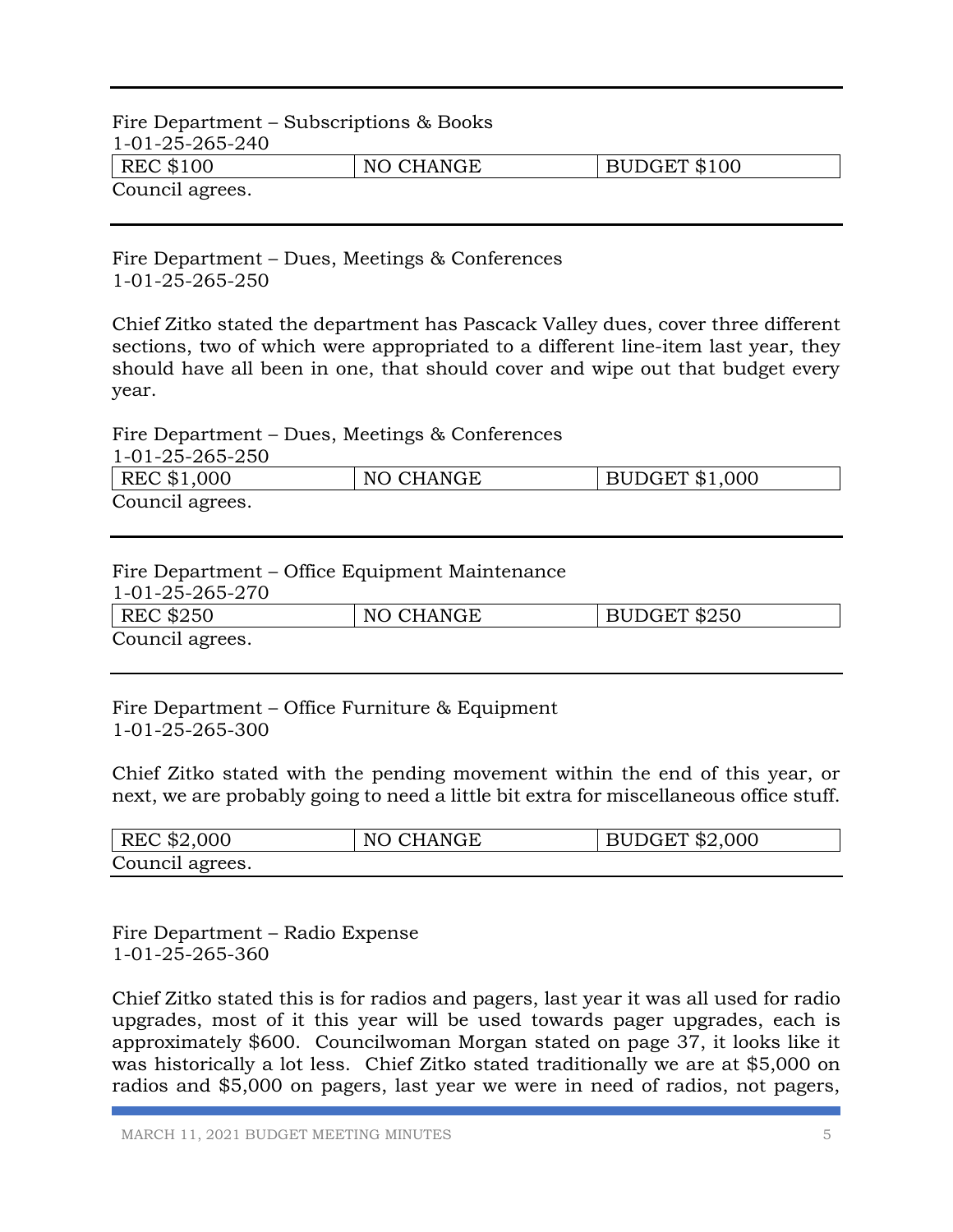---

Fire Department – Subscriptions & Books
1-01-25-265-240

| REC $100 | NO CHANGE | BUDGET $100 |
|---|---|---|

Council agrees.

---

Fire Department – Dues, Meetings & Conferences
1-01-25-265-250

Chief Zitko stated the department has Pascack Valley dues, cover three different sections, two of which were appropriated to a different line-item last year, they should have all been in one, that should cover and wipe out that budget every year.

Fire Department – Dues, Meetings & Conferences
1-01-25-265-250

| REC $1,000 | NO CHANGE | BUDGET $1,000 |
|---|---|---|

Council agrees.

---

Fire Department – Office Equipment Maintenance
1-01-25-265-270

| REC $250 | NO CHANGE | BUDGET $250 |
|---|---|---|

Council agrees.

---

Fire Department – Office Furniture & Equipment
1-01-25-265-300

Chief Zitko stated with the pending movement within the end of this year, or next, we are probably going to need a little bit extra for miscellaneous office stuff.

| REC $2,000 | NO CHANGE | BUDGET $2,000 |
|---|---|---|

Council agrees.

---

Fire Department – Radio Expense
1-01-25-265-360

Chief Zitko stated this is for radios and pagers, last year it was all used for radio upgrades, most of it this year will be used towards pager upgrades, each is approximately $600. Councilwoman Morgan stated on page 37, it looks like it was historically a lot less. Chief Zitko stated traditionally we are at $5,000 on radios and $5,000 on pagers, last year we were in need of radios, not pagers,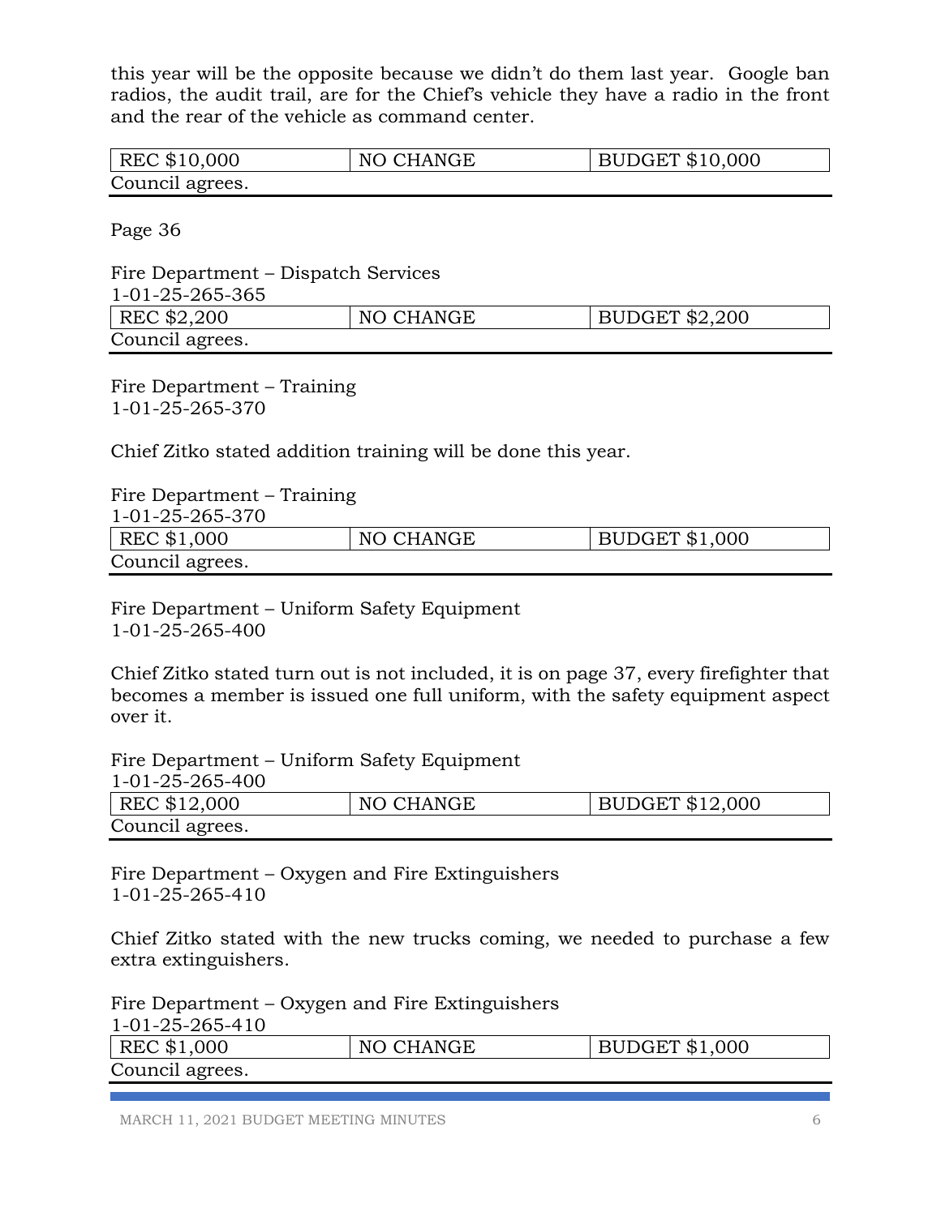this year will be the opposite because we didn't do them last year. Google ban radios, the audit trail, are for the Chief's vehicle they have a radio in the front and the rear of the vehicle as command center.

| REC $10,000 | NO CHANGE | BUDGET $10,000 |
|---|---|---|

Council agrees.

Page 36

Fire Department – Dispatch Services
1-01-25-265-365

| REC $2,200 | NO CHANGE | BUDGET $2,200 |
|---|---|---|

Council agrees.

Fire Department – Training
1-01-25-265-370

Chief Zitko stated addition training will be done this year.

Fire Department – Training
1-01-25-265-370

| REC $1,000 | NO CHANGE | BUDGET $1,000 |
|---|---|---|

Council agrees.

Fire Department – Uniform Safety Equipment
1-01-25-265-400

Chief Zitko stated turn out is not included, it is on page 37, every firefighter that becomes a member is issued one full uniform, with the safety equipment aspect over it.

Fire Department – Uniform Safety Equipment
1-01-25-265-400

| REC $12,000 | NO CHANGE | BUDGET $12,000 |
|---|---|---|

Council agrees.

Fire Department – Oxygen and Fire Extinguishers
1-01-25-265-410

Chief Zitko stated with the new trucks coming, we needed to purchase a few extra extinguishers.

Fire Department – Oxygen and Fire Extinguishers
1-01-25-265-410

| REC $1,000 | NO CHANGE | BUDGET $1,000 |
|---|---|---|

Council agrees.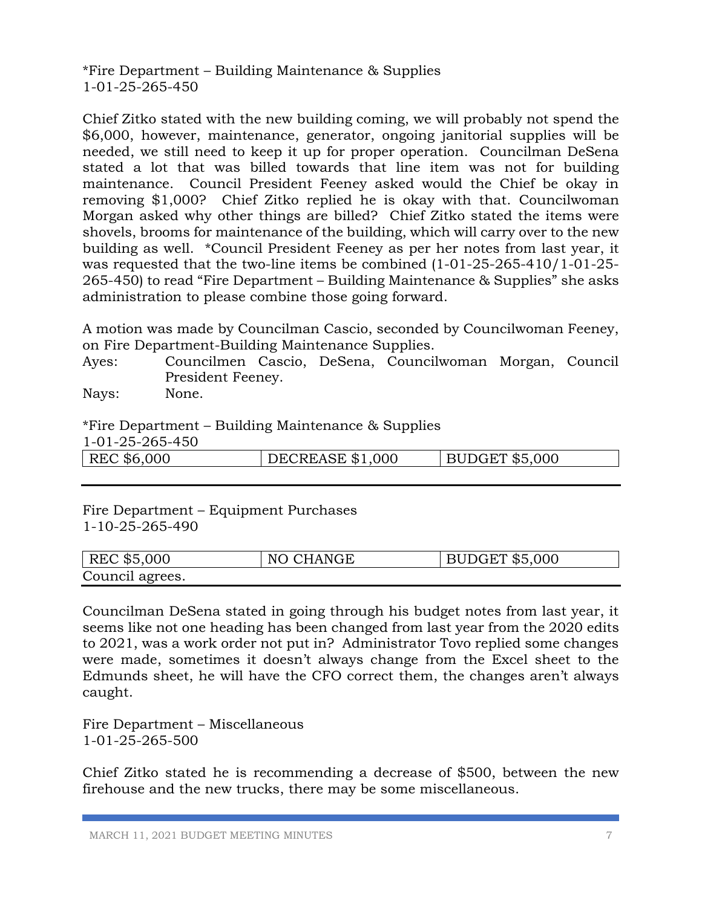*Fire Department – Building Maintenance & Supplies
1-01-25-265-450

Chief Zitko stated with the new building coming, we will probably not spend the $6,000, however, maintenance, generator, ongoing janitorial supplies will be needed, we still need to keep it up for proper operation. Councilman DeSena stated a lot that was billed towards that line item was not for building maintenance. Council President Feeney asked would the Chief be okay in removing $1,000? Chief Zitko replied he is okay with that. Councilwoman Morgan asked why other things are billed? Chief Zitko stated the items were shovels, brooms for maintenance of the building, which will carry over to the new building as well. *Council President Feeney as per her notes from last year, it was requested that the two-line items be combined (1-01-25-265-410/1-01-25-265-450) to read "Fire Department – Building Maintenance & Supplies" she asks administration to please combine those going forward.

A motion was made by Councilman Cascio, seconded by Councilwoman Feeney, on Fire Department-Building Maintenance Supplies.

Ayes: Councilmen Cascio, DeSena, Councilwoman Morgan, Council President Feeney.
Nays: None.

*Fire Department – Building Maintenance & Supplies
1-01-25-265-450

| REC $6,000 | DECREASE $1,000 | BUDGET $5,000 |
|---|---|---|

---

Fire Department – Equipment Purchases
1-10-25-265-490

| REC $5,000 | NO CHANGE | BUDGET $5,000 |
|---|---|---|

Council agrees.

---

Councilman DeSena stated in going through his budget notes from last year, it seems like not one heading has been changed from last year from the 2020 edits to 2021, was a work order not put in? Administrator Tovo replied some changes were made, sometimes it doesn't always change from the Excel sheet to the Edmunds sheet, he will have the CFO correct them, the changes aren't always caught.

Fire Department – Miscellaneous
1-01-25-265-500

Chief Zitko stated he is recommending a decrease of $500, between the new firehouse and the new trucks, there may be some miscellaneous.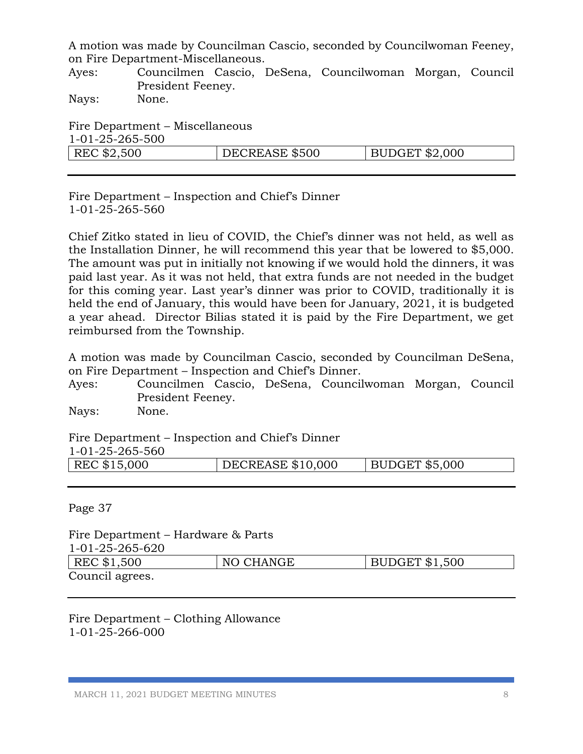A motion was made by Councilman Cascio, seconded by Councilwoman Feeney, on Fire Department-Miscellaneous.

Ayes: Councilmen Cascio, DeSena, Councilwoman Morgan, Council President Feeney.

Nays: None.

Fire Department – Miscellaneous
1-01-25-265-500

| REC $2,500 | DECREASE $500 | BUDGET $2,000 |
|---|---|---|

---

Fire Department – Inspection and Chief's Dinner
1-01-25-265-560

Chief Zitko stated in lieu of COVID, the Chief's dinner was not held, as well as the Installation Dinner, he will recommend this year that be lowered to $5,000. The amount was put in initially not knowing if we would hold the dinners, it was paid last year. As it was not held, that extra funds are not needed in the budget for this coming year. Last year's dinner was prior to COVID, traditionally it is held the end of January, this would have been for January, 2021, it is budgeted a year ahead. Director Bilias stated it is paid by the Fire Department, we get reimbursed from the Township.

A motion was made by Councilman Cascio, seconded by Councilman DeSena, on Fire Department – Inspection and Chief's Dinner.

Ayes: Councilmen Cascio, DeSena, Councilwoman Morgan, Council President Feeney.

Nays: None.

Fire Department – Inspection and Chief's Dinner
1-01-25-265-560

| REC $15,000 | DECREASE $10,000 | BUDGET $5,000 |
|---|---|---|

---

Page 37

Fire Department – Hardware & Parts
1-01-25-265-620

| REC $1,500 | NO CHANGE | BUDGET $1,500 |
|---|---|---|

Council agrees.

---

Fire Department – Clothing Allowance
1-01-25-266-000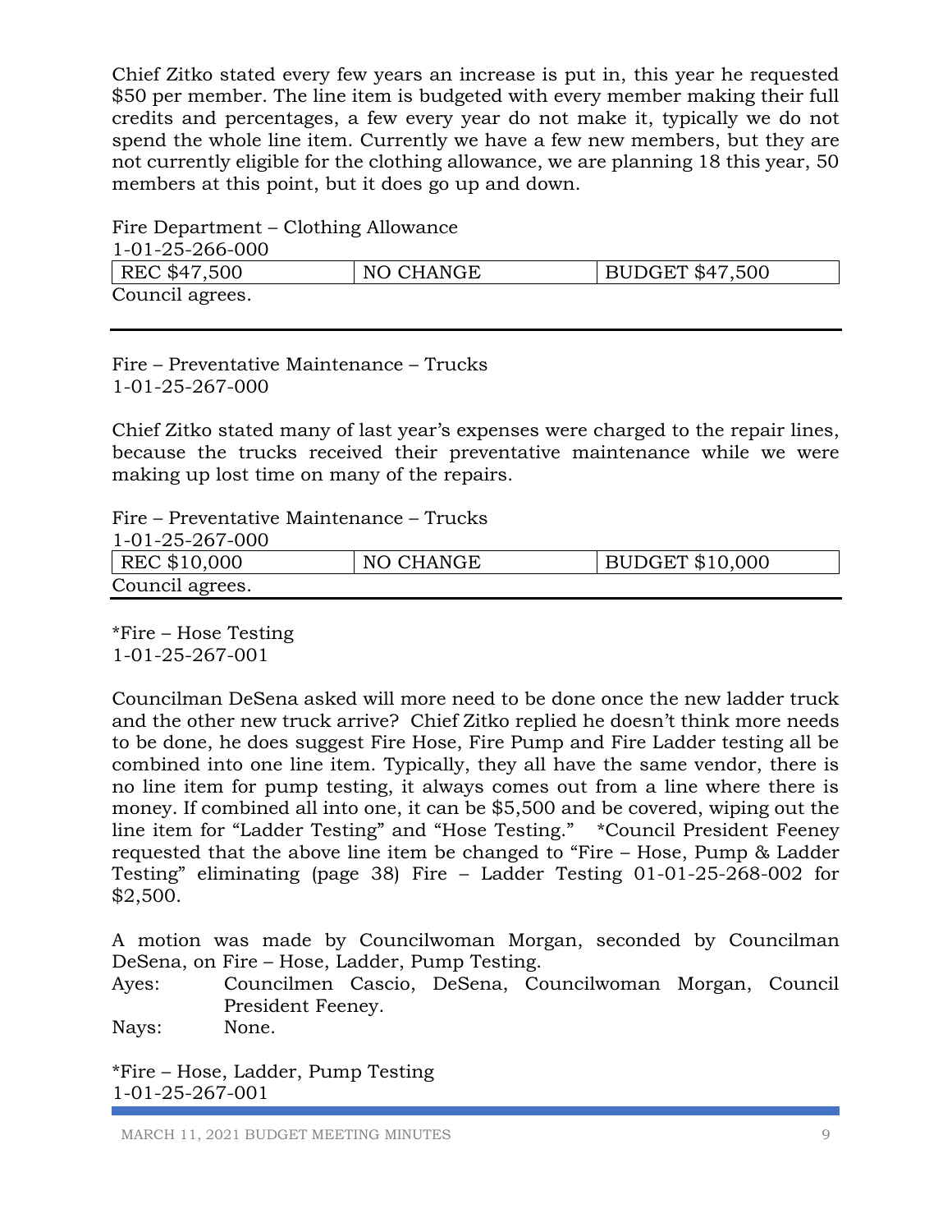Chief Zitko stated every few years an increase is put in, this year he requested $50 per member. The line item is budgeted with every member making their full credits and percentages, a few every year do not make it, typically we do not spend the whole line item. Currently we have a few new members, but they are not currently eligible for the clothing allowance, we are planning 18 this year, 50 members at this point, but it does go up and down.

Fire Department – Clothing Allowance
1-01-25-266-000

| REC $47,500 | NO CHANGE | BUDGET $47,500 |
|---|---|---|

Council agrees.

---

Fire – Preventative Maintenance – Trucks
1-01-25-267-000

Chief Zitko stated many of last year's expenses were charged to the repair lines, because the trucks received their preventative maintenance while we were making up lost time on many of the repairs.

Fire – Preventative Maintenance – Trucks
1-01-25-267-000

| REC $10,000 | NO CHANGE | BUDGET $10,000 |
|---|---|---|

Council agrees.

---

*Fire – Hose Testing
1-01-25-267-001

Councilman DeSena asked will more need to be done once the new ladder truck and the other new truck arrive? Chief Zitko replied he doesn't think more needs to be done, he does suggest Fire Hose, Fire Pump and Fire Ladder testing all be combined into one line item. Typically, they all have the same vendor, there is no line item for pump testing, it always comes out from a line where there is money. If combined all into one, it can be $5,500 and be covered, wiping out the line item for "Ladder Testing" and "Hose Testing." *Council President Feeney requested that the above line item be changed to "Fire – Hose, Pump & Ladder Testing" eliminating (page 38) Fire – Ladder Testing 01-01-25-268-002 for $2,500.

A motion was made by Councilwoman Morgan, seconded by Councilman DeSena, on Fire – Hose, Ladder, Pump Testing.

Ayes: Councilmen Cascio, DeSena, Councilwoman Morgan, Council President Feeney.
Nays: None.

*Fire – Hose, Ladder, Pump Testing
1-01-25-267-001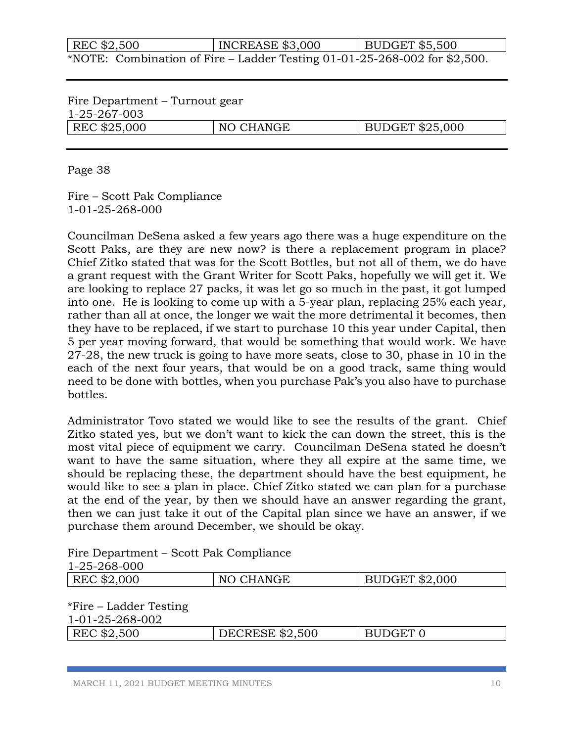| REC $2,500 | INCREASE $3,000 | BUDGET $5,500 |
|---|---|---|

*NOTE: Combination of Fire – Ladder Testing 01-01-25-268-002 for $2,500.

---

Fire Department – Turnout gear
1-25-267-003

| REC $25,000 | NO CHANGE | BUDGET $25,000 |
|---|---|---|

---

Page 38

Fire – Scott Pak Compliance
1-01-25-268-000

Councilman DeSena asked a few years ago there was a huge expenditure on the Scott Paks, are they are new now? is there a replacement program in place? Chief Zitko stated that was for the Scott Bottles, but not all of them, we do have a grant request with the Grant Writer for Scott Paks, hopefully we will get it. We are looking to replace 27 packs, it was let go so much in the past, it got lumped into one. He is looking to come up with a 5-year plan, replacing 25% each year, rather than all at once, the longer we wait the more detrimental it becomes, then they have to be replaced, if we start to purchase 10 this year under Capital, then 5 per year moving forward, that would be something that would work. We have 27-28, the new truck is going to have more seats, close to 30, phase in 10 in the each of the next four years, that would be on a good track, same thing would need to be done with bottles, when you purchase Pak's you also have to purchase bottles.

Administrator Tovo stated we would like to see the results of the grant. Chief Zitko stated yes, but we don't want to kick the can down the street, this is the most vital piece of equipment we carry. Councilman DeSena stated he doesn't want to have the same situation, where they all expire at the same time, we should be replacing these, the department should have the best equipment, he would like to see a plan in place. Chief Zitko stated we can plan for a purchase at the end of the year, by then we should have an answer regarding the grant, then we can just take it out of the Capital plan since we have an answer, if we purchase them around December, we should be okay.

Fire Department – Scott Pak Compliance
1-25-268-000

| REC $2,000 | NO CHANGE | BUDGET $2,000 |
|---|---|---|

*Fire – Ladder Testing
1-01-25-268-002

| REC $2,500 | DECRESE $2,500 | BUDGET 0 |
|---|---|---|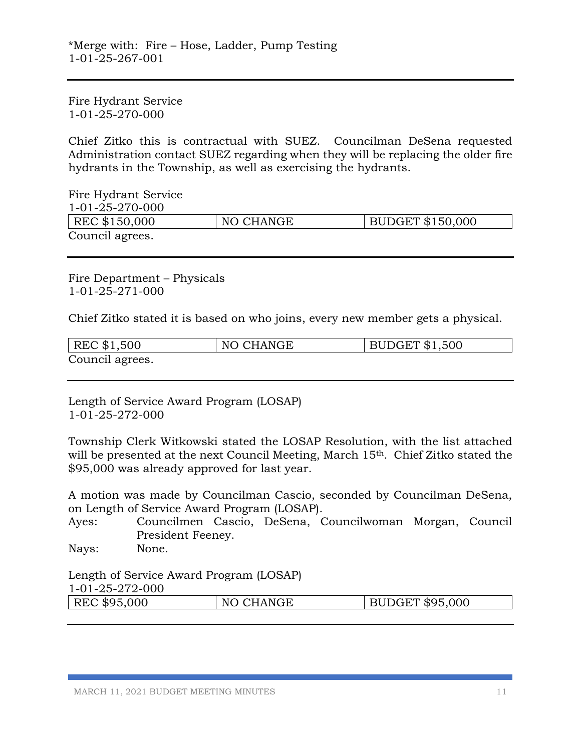*Merge with: Fire – Hose, Ladder, Pump Testing
1-01-25-267-001

---

Fire Hydrant Service
1-01-25-270-000

Chief Zitko this is contractual with SUEZ. Councilman DeSena requested Administration contact SUEZ regarding when they will be replacing the older fire hydrants in the Township, as well as exercising the hydrants.

Fire Hydrant Service
1-01-25-270-000

| REC $150,000 | NO CHANGE | BUDGET $150,000 |
| --- | --- | --- |

Council agrees.

---

Fire Department – Physicals
1-01-25-271-000

Chief Zitko stated it is based on who joins, every new member gets a physical.

| REC $1,500 | NO CHANGE | BUDGET $1,500 |
| --- | --- | --- |

Council agrees.

---

Length of Service Award Program (LOSAP)
1-01-25-272-000

Township Clerk Witkowski stated the LOSAP Resolution, with the list attached will be presented at the next Council Meeting, March 15th. Chief Zitko stated the $95,000 was already approved for last year.

A motion was made by Councilman Cascio, seconded by Councilman DeSena, on Length of Service Award Program (LOSAP).

Ayes: Councilmen Cascio, DeSena, Councilwoman Morgan, Council President Feeney.

Nays: None.

Length of Service Award Program (LOSAP)
1-01-25-272-000

| REC $95,000 | NO CHANGE | BUDGET $95,000 |
| --- | --- | --- |

---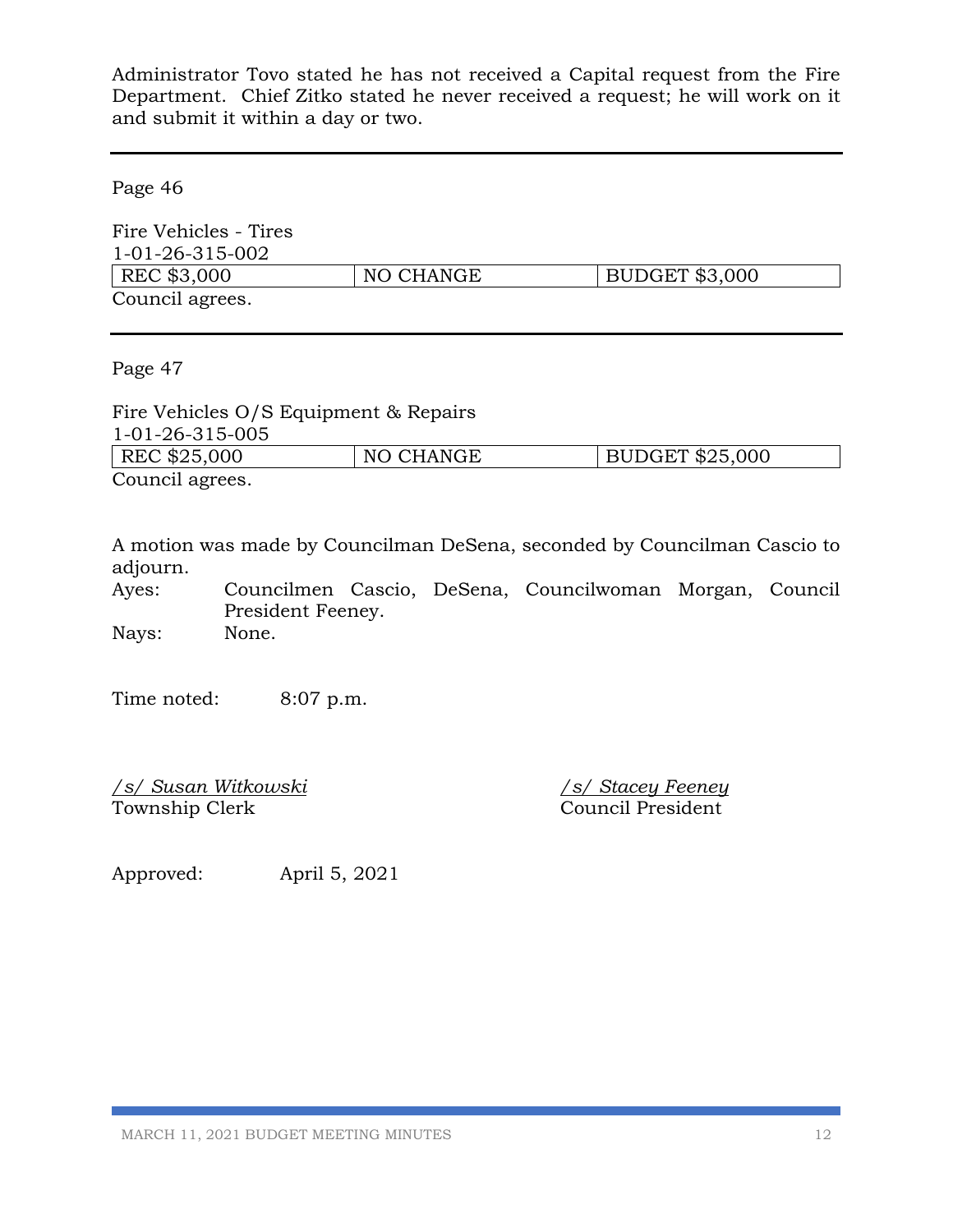Administrator Tovo stated he has not received a Capital request from the Fire Department. Chief Zitko stated he never received a request; he will work on it and submit it within a day or two.

---

Page 46

Fire Vehicles - Tires
1-01-26-315-002

| | | |
|---|---|---|
| REC $3,000 | NO CHANGE | BUDGET $3,000 |

Council agrees.

---

Page 47

Fire Vehicles O/S Equipment & Repairs
1-01-26-315-005

| | | |
|---|---|---|
| REC $25,000 | NO CHANGE | BUDGET $25,000 |

Council agrees.

A motion was made by Councilman DeSena, seconded by Councilman Cascio to adjourn.

Ayes: Councilmen Cascio, DeSena, Councilwoman Morgan, Council President Feeney.

Nays: None.

Time noted: 8:07 p.m.

*/s/ Susan Witkowski*
Township Clerk

*/s/ Stacey Feeney*
Council President

Approved: April 5, 2021